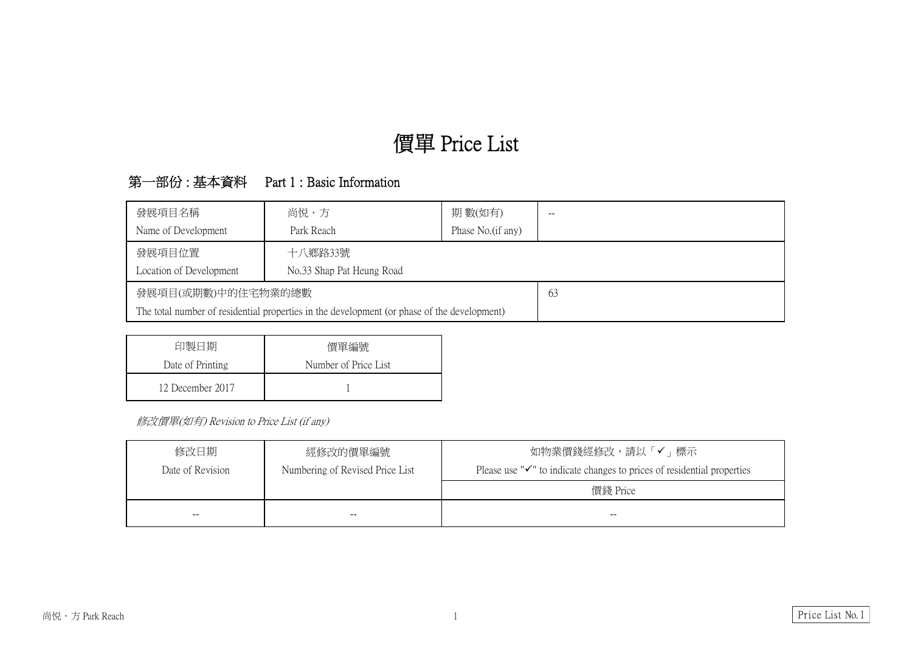# 價單 Price List

## 第一部份 : 基本資料　Part 1 : Basic Information

| 發展項目名稱<br>Name of Development | 尚悅・方<br>Park Reach | 期 數(如有)<br>Phase No.(if any) | -- |
|---|---|---|---|
| 發展項目位置<br>Location of Development | 十八鄉路33號<br>No.33 Shap Pat Heung Road | | |
| 發展項目(或期數)中的住宅物業的總數<br>The total number of residential properties in the development (or phase of the development) | | | 63 |

| 印製日期<br>Date of Printing | 價單編號<br>Number of Price List |
|---|---|
| 12 December 2017 | 1 |

*修改價單(如有) Revision to Price List (if any)*

| 修改日期<br>Date of Revision | 經修改的價單編號<br>Numbering of Revised Price List | 如物業價錢經修改，請以「✓」標示<br>Please use "✓" to indicate changes to prices of residential properties |
|---|---|---|
| | | 價錢 Price |
| -- | -- | -- |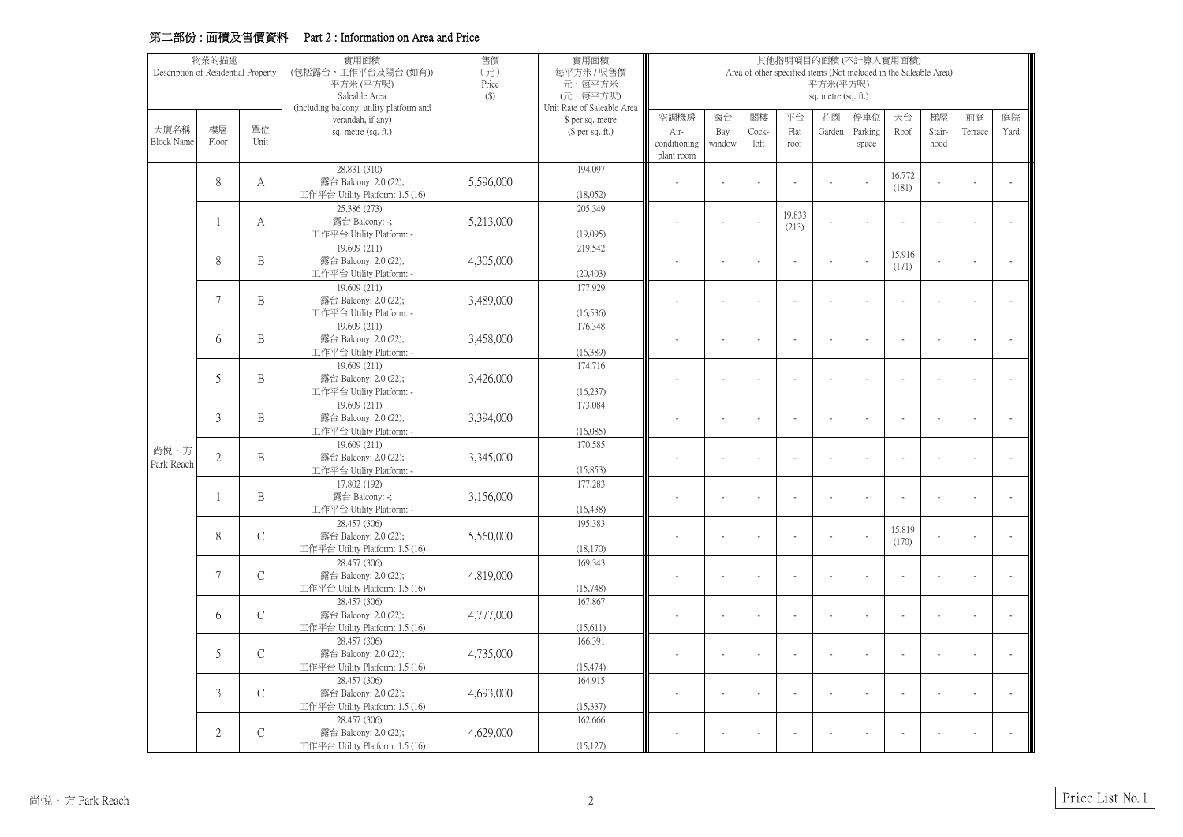## 第二部份：面積及售價資料 Part 2 : Information on Area and Price

| 物業的描述 Description of Residential Property | | | 實用面積 (包括露台，工作平台及陽台 (如有)) 平方米 (平方呎) Saleable Area (including balcony, utility platform and verandah, if any) sq. metre (sq. ft.) | 售價 (元) Price ($) | 實用面積 每平方米 / 呎售價 元，每平方米 (元，每平方呎) Unit Rate of Saleable Area $ per sq. metre ($ per sq. ft.) | 其他指明項目的面積 (不計算入實用面積) Area of other specified items (Not included in the Saleable Area) 平方米(平方呎) sq. metre (sq. ft.) | | | | | | | | | |
|---|---|---|---|---|---|---|---|---|---|---|---|---|---|---|---|
| 大廈名稱 Block Name | 樓層 Floor | 單位 Unit | | | | 空調機房 Air-conditioning plant room | 窗台 Bay window | 閣樓 Cock-loft | 平台 Flat roof | 花園 Garden | 停車位 Parking space | 天台 Roof | 梯屋 Stair-hood | 前庭 Terrace | 庭院 Yard |
| 尚悅・方 Park Reach | 8 | A | 28.831 (310) 露台 Balcony: 2.0 (22); 工作平台 Utility Platform: 1.5 (16) | 5,596,000 | 194,097 (18,052) | - | - | - | - | - | - | 16.772 (181) | - | - | - |
| | 1 | A | 25.386 (273) 露台 Balcony: -; 工作平台 Utility Platform: - | 5,213,000 | 205,349 (19,095) | - | - | - | 19.833 (213) | - | - | - | - | - | - |
| | 8 | B | 19.609 (211) 露台 Balcony: 2.0 (22); 工作平台 Utility Platform: - | 4,305,000 | 219,542 (20,403) | - | - | - | - | - | - | 15.916 (171) | - | - | - |
| | 7 | B | 19.609 (211) 露台 Balcony: 2.0 (22); 工作平台 Utility Platform: - | 3,489,000 | 177,929 (16,536) | - | - | - | - | - | - | - | - | - | - |
| | 6 | B | 19.609 (211) 露台 Balcony: 2.0 (22); 工作平台 Utility Platform: - | 3,458,000 | 176,348 (16,389) | - | - | - | - | - | - | - | - | - | - |
| | 5 | B | 19.609 (211) 露台 Balcony: 2.0 (22); 工作平台 Utility Platform: - | 3,426,000 | 174,716 (16,237) | - | - | - | - | - | - | - | - | - | - |
| | 3 | B | 19.609 (211) 露台 Balcony: 2.0 (22); 工作平台 Utility Platform: - | 3,394,000 | 173,084 (16,085) | - | - | - | - | - | - | - | - | - | - |
| | 2 | B | 19.609 (211) 露台 Balcony: 2.0 (22); 工作平台 Utility Platform: - | 3,345,000 | 170,585 (15,853) | - | - | - | - | - | - | - | - | - | - |
| | 1 | B | 17.802 (192) 露台 Balcony: -; 工作平台 Utility Platform: - | 3,156,000 | 177,283 (16,438) | - | - | - | - | - | - | - | - | - | - |
| | 8 | C | 28.457 (306) 露台 Balcony: 2.0 (22); 工作平台 Utility Platform: 1.5 (16) | 5,560,000 | 195,383 (18,170) | - | - | - | - | - | - | 15.819 (170) | - | - | - |
| | 7 | C | 28.457 (306) 露台 Balcony: 2.0 (22); 工作平台 Utility Platform: 1.5 (16) | 4,819,000 | 169,343 (15,748) | - | - | - | - | - | - | - | - | - | - |
| | 6 | C | 28.457 (306) 露台 Balcony: 2.0 (22); 工作平台 Utility Platform: 1.5 (16) | 4,777,000 | 167,867 (15,611) | - | - | - | - | - | - | - | - | - | - |
| | 5 | C | 28.457 (306) 露台 Balcony: 2.0 (22); 工作平台 Utility Platform: 1.5 (16) | 4,735,000 | 166,391 (15,474) | - | - | - | - | - | - | - | - | - | - |
| | 3 | C | 28.457 (306) 露台 Balcony: 2.0 (22); 工作平台 Utility Platform: 1.5 (16) | 4,693,000 | 164,915 (15,337) | - | - | - | - | - | - | - | - | - | - |
| | 2 | C | 28.457 (306) 露台 Balcony: 2.0 (22); 工作平台 Utility Platform: 1.5 (16) | 4,629,000 | 162,666 (15,127) | - | - | - | - | - | - | - | - | - | - |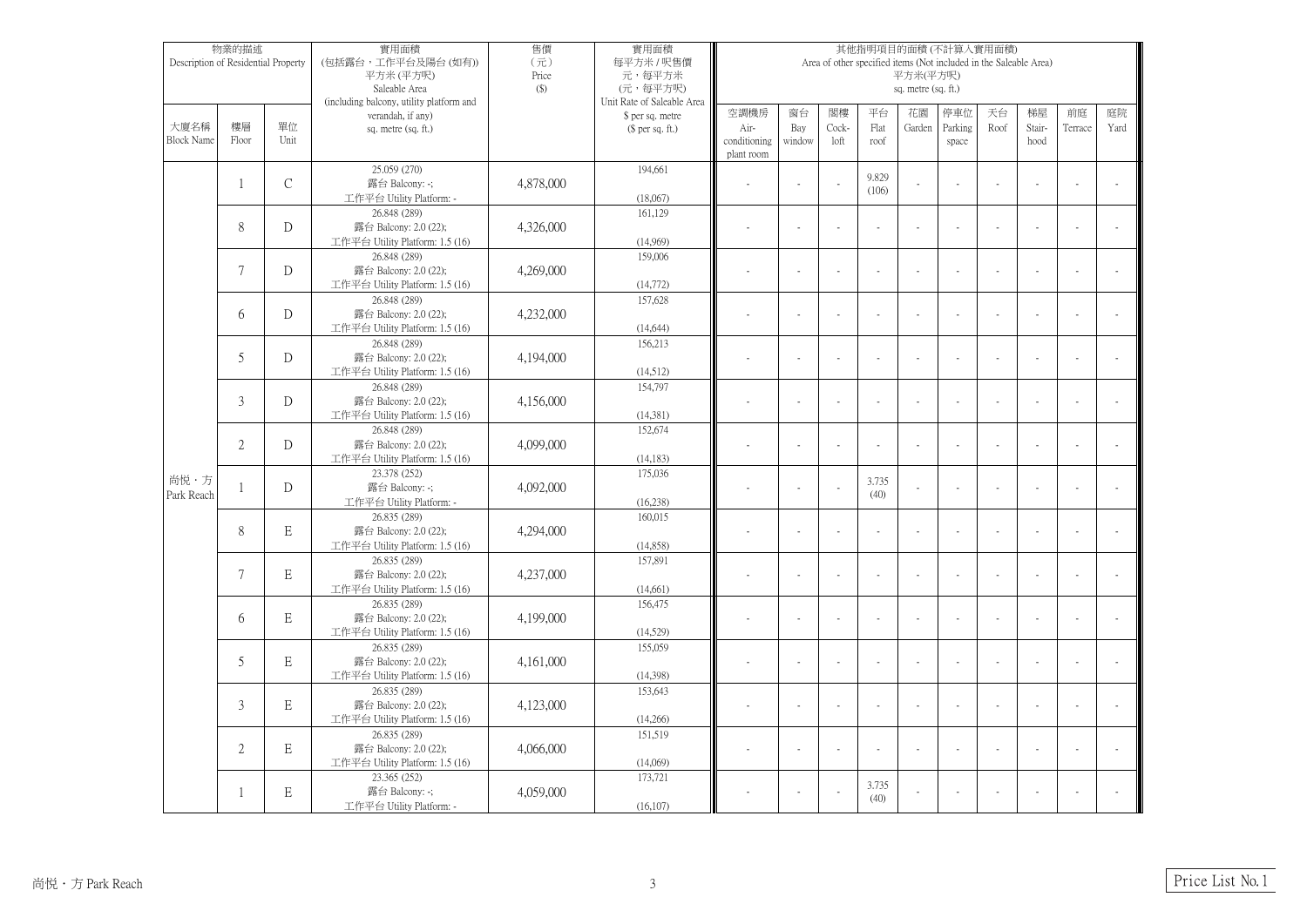| 物業的描述 Description of Residential Property | | | 實用面積 (包括露台，工作平台及陽台 (如有)) 平方米 (平方呎) Saleable Area (including balcony, utility platform and verandah, if any) sq. metre (sq. ft.) | 售價 (元) Price ($) | 實用面積 每平方米 / 呎售價 元，每平方米 (元，每平方呎) Unit Rate of Saleable Area $ per sq. metre ($ per sq. ft.) | 其他指明項目的面積 (不計算入實用面積) Area of other specified items (Not included in the Saleable Area) 平方米(平方呎) sq. metre (sq. ft.) | | | | | | | | | |
|---|---|---|---|---|---|---|---|---|---|---|---|---|---|---|---|
| 大廈名稱 Block Name | 樓層 Floor | 單位 Unit | | | | 空調機房 Air-conditioning plant room | 窗台 Bay window | 閣樓 Cock-loft | 平台 Flat roof | 花園 Garden | 停車位 Parking space | 天台 Roof | 梯屋 Stair-hood | 前庭 Terrace | 庭院 Yard |
| 尚悅・方 Park Reach | 1 | C | 25.059 (270) 露台 Balcony: -; 工作平台 Utility Platform: - | 4,878,000 | 194,661 (18,067) | - | - | - | 9.829 (106) | - | - | - | - | - | - |
| | 8 | D | 26.848 (289) 露台 Balcony: 2.0 (22); 工作平台 Utility Platform: 1.5 (16) | 4,326,000 | 161,129 (14,969) | - | - | - | - | - | - | - | - | - | - |
| | 7 | D | 26.848 (289) 露台 Balcony: 2.0 (22); 工作平台 Utility Platform: 1.5 (16) | 4,269,000 | 159,006 (14,772) | - | - | - | - | - | - | - | - | - | - |
| | 6 | D | 26.848 (289) 露台 Balcony: 2.0 (22); 工作平台 Utility Platform: 1.5 (16) | 4,232,000 | 157,628 (14,644) | - | - | - | - | - | - | - | - | - | - |
| | 5 | D | 26.848 (289) 露台 Balcony: 2.0 (22); 工作平台 Utility Platform: 1.5 (16) | 4,194,000 | 156,213 (14,512) | - | - | - | - | - | - | - | - | - | - |
| | 3 | D | 26.848 (289) 露台 Balcony: 2.0 (22); 工作平台 Utility Platform: 1.5 (16) | 4,156,000 | 154,797 (14,381) | - | - | - | - | - | - | - | - | - | - |
| | 2 | D | 26.848 (289) 露台 Balcony: 2.0 (22); 工作平台 Utility Platform: 1.5 (16) | 4,099,000 | 152,674 (14,183) | - | - | - | - | - | - | - | - | - | - |
| | 1 | D | 23.378 (252) 露台 Balcony: -; 工作平台 Utility Platform: - | 4,092,000 | 175,036 (16,238) | - | - | - | 3.735 (40) | - | - | - | - | - | - |
| | 8 | E | 26.835 (289) 露台 Balcony: 2.0 (22); 工作平台 Utility Platform: 1.5 (16) | 4,294,000 | 160,015 (14,858) | - | - | - | - | - | - | - | - | - | - |
| | 7 | E | 26.835 (289) 露台 Balcony: 2.0 (22); 工作平台 Utility Platform: 1.5 (16) | 4,237,000 | 157,891 (14,661) | - | - | - | - | - | - | - | - | - | - |
| | 6 | E | 26.835 (289) 露台 Balcony: 2.0 (22); 工作平台 Utility Platform: 1.5 (16) | 4,199,000 | 156,475 (14,529) | - | - | - | - | - | - | - | - | - | - |
| | 5 | E | 26.835 (289) 露台 Balcony: 2.0 (22); 工作平台 Utility Platform: 1.5 (16) | 4,161,000 | 155,059 (14,398) | - | - | - | - | - | - | - | - | - | - |
| | 3 | E | 26.835 (289) 露台 Balcony: 2.0 (22); 工作平台 Utility Platform: 1.5 (16) | 4,123,000 | 153,643 (14,266) | - | - | - | - | - | - | - | - | - | - |
| | 2 | E | 26.835 (289) 露台 Balcony: 2.0 (22); 工作平台 Utility Platform: 1.5 (16) | 4,066,000 | 151,519 (14,069) | - | - | - | - | - | - | - | - | - | - |
| | 1 | E | 23.365 (252) 露台 Balcony: -; 工作平台 Utility Platform: - | 4,059,000 | 173,721 (16,107) | - | - | - | 3.735 (40) | - | - | - | - | - | - |

Price List No. 1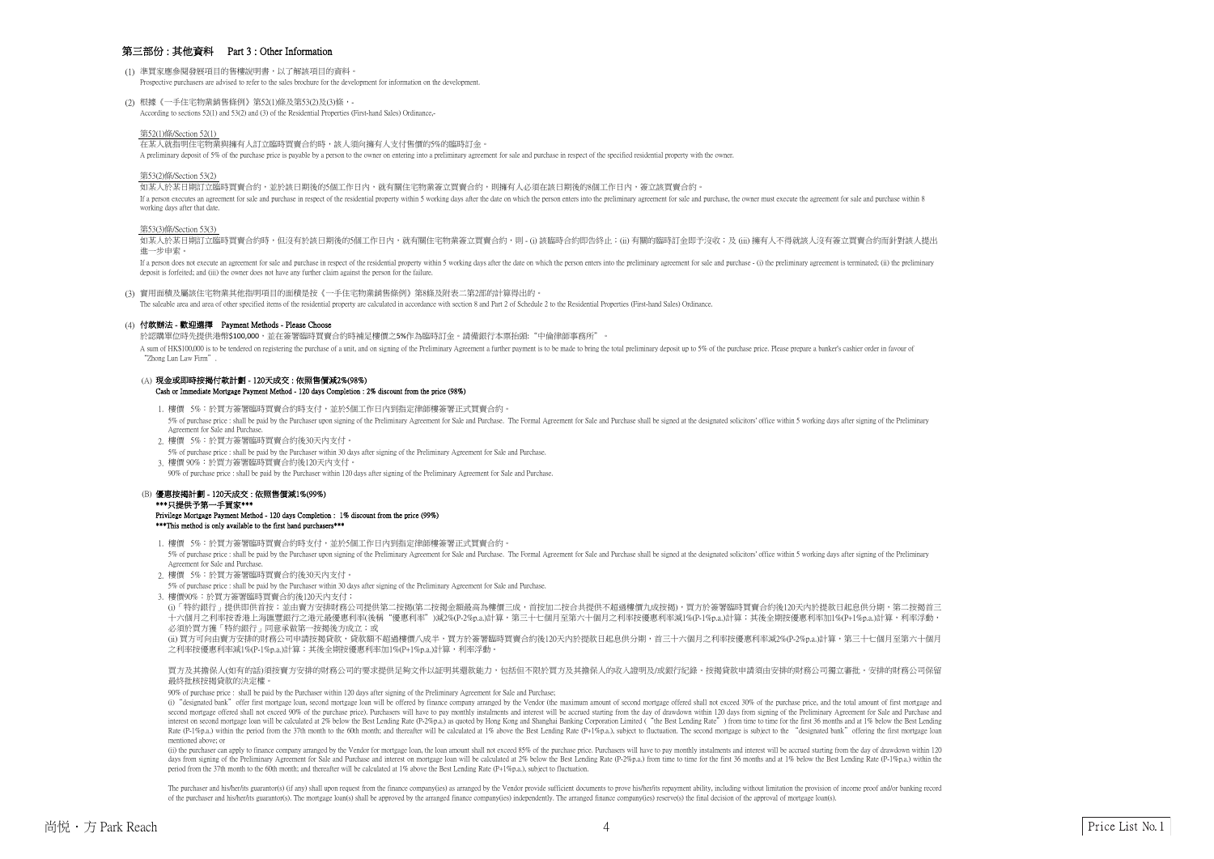## 第三部份：其他資料　Part 3 : Other Information

(1) 準買家應參閱發展項目的售樓說明書，以了解該項目的資料。

Prospective purchasers are advised to refer to the sales brochure for the development for information on the development.

(2) 根據《一手住宅物業銷售條例》第52(1)條及第53(2)及(3)條，-

According to sections 52(1) and 53(2) and (3) of the Residential Properties (First-hand Sales) Ordinance,-

第52(1)條/Section 52(1)

在某人就指明住宅物業與擁有人訂立臨時買賣合約時，該人須向擁有人支付售價的5%的臨時訂金。

A preliminary deposit of 5% of the purchase price is payable by a person to the owner on entering into a preliminary agreement for sale and purchase in respect of the specified residential property with the owner.

第53(2)條/Section 53(2)

如某人於某日期訂立臨時買賣合約，並於該日期後的5個工作日內，就有關住宅物業簽立買賣合約，則擁有人必須在該日期後的8個工作日內，簽立該買賣合約。

If a person executes an agreement for sale and purchase in respect of the residential property within 5 working days after the date on which the person enters into the preliminary agreement for sale and purchase, the owner must execute the agreement for sale and purchase within 8 working days after that date.

第53(3)條/Section 53(3)

如某人於某日期訂立臨時買賣合約時，但沒有於該日期後的5個工作日內，就有關住宅物業簽立買賣合約，則 - (i) 該臨時合約即告終止；(ii) 有關的臨時訂金即予沒收；及 (iii) 擁有人不得就該人沒有簽立買賣合約而針對該人提出進一步申索。

If a person does not execute an agreement for sale and purchase in respect of the residential property within 5 working days after the date on which the person enters into the preliminary agreement for sale and purchase - (i) the preliminary agreement is terminated; (ii) the preliminary deposit is forfeited; and (iii) the owner does not have any further claim against the person for the failure.

(3) 實用面積及屬該住宅物業其他指明項目的面積是按《一手住宅物業銷售條例》第8條及附表二第2部的計算得出的。

The saleable area and area of other specified items of the residential property are calculated in accordance with section 8 and Part 2 of Schedule 2 to the Residential Properties (First-hand Sales) Ordinance.

(4) **付款辦法 - 歡迎選擇　Payment Methods - Please Choose**

於認購單位時先提供港幣$100,000，並在簽署臨時買賣合約時補足樓價之5%作為臨時訂金。請備銀行本票抬頭: "中倫律師事務所" 。

A sum of HK$100,000 is to be tendered on registering the purchase of a unit, and on signing of the Preliminary Agreement a further payment is to be made to bring the total preliminary deposit up to 5% of the purchase price. Please prepare a banker's cashier order in favour of "Zhong Lun Law Firm".

(A) **現金或即時按揭付款計劃 - 120天成交：依照售價減2%(98%)**
**Cash or Immediate Mortgage Payment Method - 120 days Completion : 2% discount from the price (98%)**

1. 樓價 5%：於買方簽署臨時買賣合約時支付，並於5個工作日內到指定律師樓簽署正式買賣合約。
5% of purchase price : shall be paid by the Purchaser upon signing of the Preliminary Agreement for Sale and Purchase. The Formal Agreement for Sale and Purchase shall be signed at the designated solicitors' office within 5 working days after signing of the Preliminary Agreement for Sale and Purchase.
2. 樓價 5%：於買方簽署臨時買賣合約後30天內支付。
5% of purchase price : shall be paid by the Purchaser within 30 days after signing of the Preliminary Agreement for Sale and Purchase.
3. 樓價 90%：於買方簽署臨時買賣合約後120天內支付。
90% of purchase price : shall be paid by the Purchaser within 120 days after signing of the Preliminary Agreement for Sale and Purchase.

(B) **優惠按揭計劃 - 120天成交：依照售價減1%(99%)**
**\*\*\*只提供予第一手買家\*\*\***
**Privilege Mortgage Payment Method - 120 days Completion : 1% discount from the price (99%)**
**\*\*\*This method is only available to the first hand purchasers\*\*\***

1. 樓價 5%：於買方簽署臨時買賣合約時支付，並於5個工作日內到指定律師樓簽署正式買賣合約。
5% of purchase price : shall be paid by the Purchaser upon signing of the Preliminary Agreement for Sale and Purchase. The Formal Agreement for Sale and Purchase shall be signed at the designated solicitors' office within 5 working days after signing of the Preliminary Agreement for Sale and Purchase.
2. 樓價 5%：於買方簽署臨時買賣合約後30天內支付。
5% of purchase price : shall be paid by the Purchaser within 30 days after signing of the Preliminary Agreement for Sale and Purchase.
3. 樓價90%：於買方簽署臨時買賣合約後120天內支付；

(i)「特約銀行」提供即供首按；並由賣方安排財務公司提供第二按揭(第二按揭金額最高為樓價三成，首按加二按合共提供不超過樓價九成按揭)，買方於簽署臨時買賣合約後120天內於提款日起息供分期，第二按揭首三十六個月之利率按香港上海匯豐銀行之港元最優惠利率(後稱 "優惠利率" )減2%(P-2%p.a.)計算，第三十七個月至第六十個月之利率按優惠利率減1%(P-1%p.a.)計算；其後全期按優惠利率加1%(P+1%p.a.)計算，利率浮動，必須於買方獲「特約銀行」同意承做第一按揭後方成立；或

(ii) 買方可向由賣方安排的財務公司申請按揭貸款，貸款額不超過樓價八成半，買方於簽署臨時買賣合約後120天內於提款日起息供分期，首三十六個月之利率按優惠利率減2%(P-2%p.a.)計算，第三十七個月至第六十個月之利率按優惠利率減1%(P-1%p.a.)計算；其後全期按優惠利率加1%(P+1%p.a.)計算，利率浮動。

買方及其擔保人(如有的話)須按賣方安排的財務公司的要求提供足夠文件以証明其還款能力，包括但不限於買方及其擔保人的收入證明及/或銀行紀錄。按揭貸款申請須由安排的財務公司獨立審批。安排的財務公司保留最終批核按揭貸款的決定權。

90% of purchase price : shall be paid by the Purchaser within 120 days after signing of the Preliminary Agreement for Sale and Purchase;

(i) "designated bank" offer first mortgage loan, second mortgage loan will be offered by finance company arranged by the Vendor (the maximum amount of second mortgage offered shall not exceed 30% of the purchase price, and the total amount of first mortgage and second mortgage offered shall not exceed 90% of the purchase price). Purchasers will have to pay monthly instalments and interest will be accrued starting from the day of drawdown within 120 days from signing of the Preliminary Agreement for Sale and Purchase and interest on second mortgage loan will be calculated at 2% below the Best Lending Rate (P-2%p.a.) as quoted by Hong Kong and Shanghai Banking Corporation Limited ("the Best Lending Rate") from time to time for the first 36 months and at 1% below the Best Lending Rate (P-1%p.a.) within the period from the 37th month to the 60th month; and thereafter will be calculated at 1% above the Best Lending Rate (P+1%p.a.), subject to fluctuation. The second mortgage is subject to the "designated bank" offering the first mortgage loan mentioned above; or

(ii) the purchaser can apply to finance company arranged by the Vendor for mortgage loan, the loan amount shall not exceed 85% of the purchase price. Purchasers will have to pay monthly instalments and interest will be accrued starting from the day of drawdown within 120 days from signing of the Preliminary Agreement for Sale and Purchase and interest on mortgage loan will be calculated at 2% below the Best Lending Rate (P-2%p.a.) from time to time for the first 36 months and at 1% below the Best Lending Rate (P-1%p.a.) within the period from the 37th month to the 60th month; and thereafter will be calculated at 1% above the Best Lending Rate (P+1%p.a.), subject to fluctuation.

The purchaser and his/her/its guarantor(s) (if any) shall upon request from the finance company(ies) as arranged by the Vendor provide sufficient documents to prove his/her/its repayment ability, including without limitation the provision of income proof and/or banking record of the purchaser and his/her/its guarantor(s). The mortgage loan(s) shall be approved by the arranged finance company(ies) independently. The arranged finance company(ies) reserve(s) the final decision of the approval of mortgage loan(s).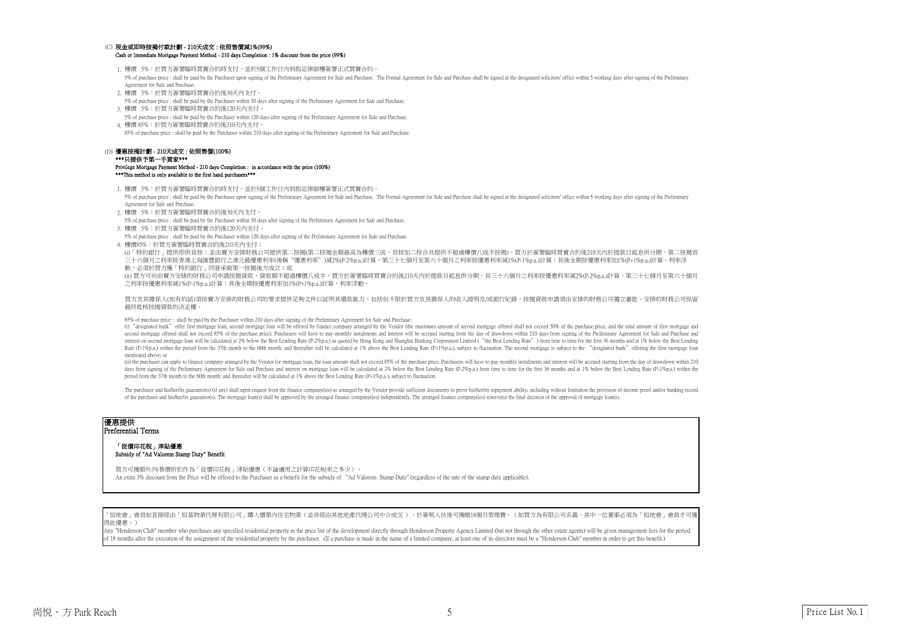(C) **現金或即時按揭付款計劃 - 210天成交 : 依照售價減1%(99%)**
**Cash or Immediate Mortgage Payment Method - 210 days Completion : 1% discount from the price (99%)**

1. 樓價 5%：於買方簽署臨時買賣合約時支付，並於5個工作日內到指定律師樓簽署正式買賣合約。
   5% of purchase price : shall be paid by the Purchaser upon signing of the Preliminary Agreement for Sale and Purchase. The Formal Agreement for Sale and Purchase shall be signed at the designated solicitors' office within 5 working days after signing of the Preliminary Agreement for Sale and Purchase.
2. 樓價 5%：於買方簽署臨時買賣合約後30天內支付。
   5% of purchase price : shall be paid by the Purchaser within 30 days after signing of the Preliminary Agreement for Sale and Purchase.
3. 樓價 5%：於買方簽署臨時買賣合約後120天內支付。
   5% of purchase price : shall be paid by the Purchaser within 120 days after signing of the Preliminary Agreement for Sale and Purchase.
4. 樓價 85%：於買方簽署臨時買賣合約後210天內支付。
   85% of purchase price : shall be paid by the Purchaser within 210 days after signing of the Preliminary Agreement for Sale and Purchase.

(D) **優惠按揭計劃 - 210天成交 : 依照售價(100%)**
**\*\*\*只提供予第一手買家\*\*\***
**Privilege Mortgage Payment Method - 210 days Completion : in accordance with the price (100%)**
**\*\*\*This method is only available to the first hand purchasers\*\*\***

1. 樓價 5%：於買方簽署臨時買賣合約時支付，並於5個工作日內到指定律師樓簽署正式買賣合約。
   5% of purchase price : shall be paid by the Purchaser upon signing of the Preliminary Agreement for Sale and Purchase. The Formal Agreement for Sale and Purchase shall be signed at the designated solicitors' office within 5 working days after signing of the Preliminary Agreement for Sale and Purchase.
2. 樓價 5%：於買方簽署臨時買賣合約後30天內支付。
   5% of purchase price : shall be paid by the Purchaser within 30 days after signing of the Preliminary Agreement for Sale and Purchase.
3. 樓價 5%：於買方簽署臨時買賣合約後120天內支付。
   5% of purchase price : shall be paid by the Purchaser within 120 days after signing of the Preliminary Agreement for Sale and Purchase.
4. 樓價85%：於買方簽署臨時買賣合約後210天內支付：
   (i)「特約銀行」提供即供首按；並由賣方安排財務公司提供第二按揭(第二按揭金額最高為樓價三成，首按加二按合共提供不超過樓價八成半按揭)，買方於簽署臨時買賣合約後210天內於提款日起息供分期，第二按揭首三十六個月之利率按香港上海匯豐銀行之港元最優惠利率(後稱"優惠利率")減2%(P-2%p.a.)計算，第三十七個月至第六十個月之利率按優惠利率減1%(P-1%p.a.)計算，其後全期按優惠利率加1%(P+1%p.a.)計算，利率浮動，必須於買方獲「特約銀行」同意承做第一按揭後方成立；或
   (ii) 買方可向由賣方安排的財務公司申請按揭貸款，貸款額不超過樓價八成半，買方於簽署臨時買賣合約後210天內於提款日起息供分期，首三十六個月之利率按優惠利率減2%(P-2%p.a.)計算，第三十七個月至第六十個月之利率按優惠利率減1%(P-1%p.a.)計算；其後全期按優惠利率加1%(P+1%p.a.)計算，利率浮動。

   買方及其擔保人(如有的話)須按賣方安排的財務公司的要求提供足夠文件以証明其還款能力，包括但不限於買方及其擔保人的收入證明及/或銀行紀錄，按揭貸款申請須由安排的財務公司獨立審批，安排的財務公司保留最終批核按揭貸款的決定權。

   85% of purchase price : shall be paid by the Purchaser within 210 days after signing of the Preliminary Agreement for Sale and Purchase;
   (i) "designated bank" offer first mortgage loan, second mortgage loan will be offered by finance company arranged by the Vendor (the maximum amount of second mortgage offered shall not exceed 30% of the purchase price, and the total amount of first mortgage and second mortgage offered shall not exceed 85% of the purchase price). Purchasers will have to pay monthly instalments and interest will be accrued starting from the day of drawdown within 210 days from signing of the Preliminary Agreement for Sale and Purchase and interest on second mortgage loan will be calculated at 2% below the Best Lending Rate (P-2%p.a.) as quoted by Hong Kong and Shanghai Banking Corporation Limited ("the Best Lending Rate") from time to time for the first 36 months and at 1% below the Best Lending Rate (P-1%p.a.) within the period from the 37th month to the 60th month; and thereafter will be calculated at 1% above the Best Lending Rate (P+1%p.a.), subject to fluctuation. The second mortgage is subject to the "designated bank" offering the first mortgage loan mentioned above; or
   (ii) the purchaser can apply to finance company arranged by the Vendor for mortgage loan, the loan amount shall not exceed 85% of the purchase price. Purchasers will have to pay monthly instalments and interest will be accrued starting from the day of drawdown within 210 days from signing of the Preliminary Agreement for Sale and Purchase and interest on mortgage loan will be calculated at 2% below the Best Lending Rate (P-2%p.a.) from time to time for the first 36 months and at 1% below the Best Lending Rate (P-1%p.a.) within the period from the 37th month to the 60th month; and thereafter will be calculated at 1% above the Best Lending Rate (P+1%p.a.), subject to fluctuation.

   The purchaser and his/her/its guarantor(s) (if any) shall upon request from the finance company(ies) as arranged by the Vendor provide sufficient documents to prove his/her/its repayment ability, including without limitation the provision of income proof and/or banking record of the purchaser and his/her/its guarantor(s). The mortgage loan(s) shall be approved by the arranged finance company(ies) independently. The arranged finance company(ies) reserve(s) the final decision of the approval of mortgage loan(s).

## 優惠提供
## Preferential Terms

**「從價印花稅」津貼優惠**
**Subsidy of "Ad Valorem Stamp Duty" Benefit**

買方可獲額外3%售價折扣作為「從價印花稅」津貼優惠（不論適用之計算印花稅率之多少）。
An extra 3% discount from the Price will be offered to the Purchaser as a benefit for the subsidy of "Ad Valorem Stamp Duty" (regardless of the rate of the stamp duty applicable).

「恒地會」會員如直接經由「恒基物業代理有限公司」購入價單內住宅物業（並非經由其他地產代理公司中介成交），於簽契入伙後可獲贈18個月管理費。（如買方為有限公司名義，其中一位董事必須為「恒地會」會員才可獲得此優惠。）
Any "Henderson Club" member who purchases any specified residential property in the price list of the development directly through Henderson Property Agency Limited (but not through the other estate agents) will be given management fees for the period of 18 months after the execution of the assignment of the residential property by the purchaser. (If a purchase is made in the name of a limited company, at least one of its directors must be a "Henderson Club" member in order to get this benefit.)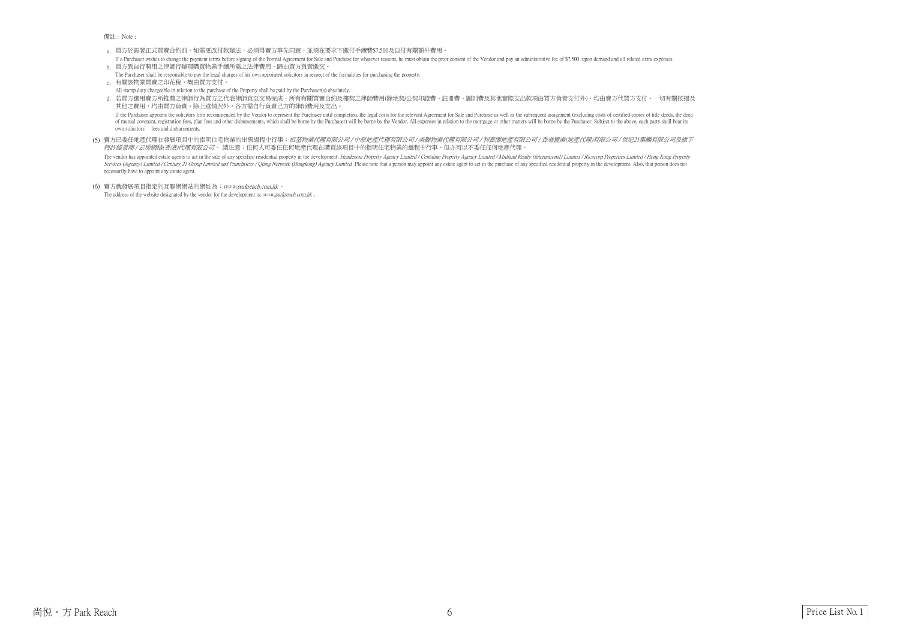備註：Note：

a. 買方於簽署正式買賣合約前，如需更改付款辦法，必須得賣方事先同意，並須在要求下繳付手續費$7,500及自付有關額外費用。

If a Purchaser wishes to change the payment terms before signing of the Formal Agreement for Sale and Purchase for whatever reasons, he must obtain the prior consent of the Vendor and pay an administrative fee of $7,500 upon demand and all related extra expenses.

b. 買方到自行聘用之律師行辦理購買物業手續所需之法律費用，歸由買方負責繳交。

The Purchaser shall be responsible to pay the legal charges of his own appointed solicitors in respect of the formalities for purchasing the property.

c. 有關該物業買賣之印花稅，概由買方支付。

All stamp duty chargeable in relation to the purchase of the Property shall be paid by the Purchaser(s) absolutely.

d. 若買方選用賣方所推薦之律師行為買方之代表律師直至交易完成，所有有關買賣合約及樓契之律師費用(除地契/公契印證費、註冊費、圖則費及其他實際支出款項由買方負責支付外)，均由賣方代買方支付。一切有關按揭及其他之費用，均由買方負責。除上述情況外，各方需自行負責己方的律師費用及支出。

If the Purchaser appoints the solicitors firm recommended by the Vendor to represent the Purchaser until completion, the legal costs for the relevant Agreement for Sale and Purchase as well as the subsequent assignment (excluding costs of certified copies of title deeds, the deed of mutual covenant, registration fees, plan fees and other disbursements, which shall be borne by the Purchaser) will be borne by the Vendor. All expenses in relation to the mortgage or other matters will be borne by the Purchaser. Subject to the above, each party shall bear its own solicitors' fees and disbursements.

(5) 賣方已委任地產代理在發展項目中的指明住宅物業的出售過程中行事：*恒基物業代理有限公司 / 中原地產代理有限公司 / 美聯物業代理有限公司 / 利嘉閣地產有限公司 / 香港置業(地產代理)有限公司 / 世紀21集團有限公司及旗下特許經營商 / 云房網絡(香港)代理有限公司*。 請注意：任何人可委任任何地產代理在購買該項目中的指明住宅物業的過程中行事，但亦可以不委任任何地產代理。

The vendor has appointed estate agents to act in the sale of any specified residential property in the development: *Henderson Property Agency Limited / Centaline Property Agency Limited / Midland Realty (International) Limited / Ricacorp Properties Limited / Hong Kong Property Services (Agency) Limited / Century 21 Group Limited and Franchisees / Qfang Network (Hongkong) Agency Limited.* Please note that a person may appoint any estate agent to act in the purchase of any specified residential property in the development. Also, that person does not necessarily have to appoint any estate agent.

(6) 賣方就發展項目指定的互聯網網站的網址為：*www.parkreach.com.hk*。

The address of the website designated by the vendor for the development is: *www.parkreach.com.hk* .